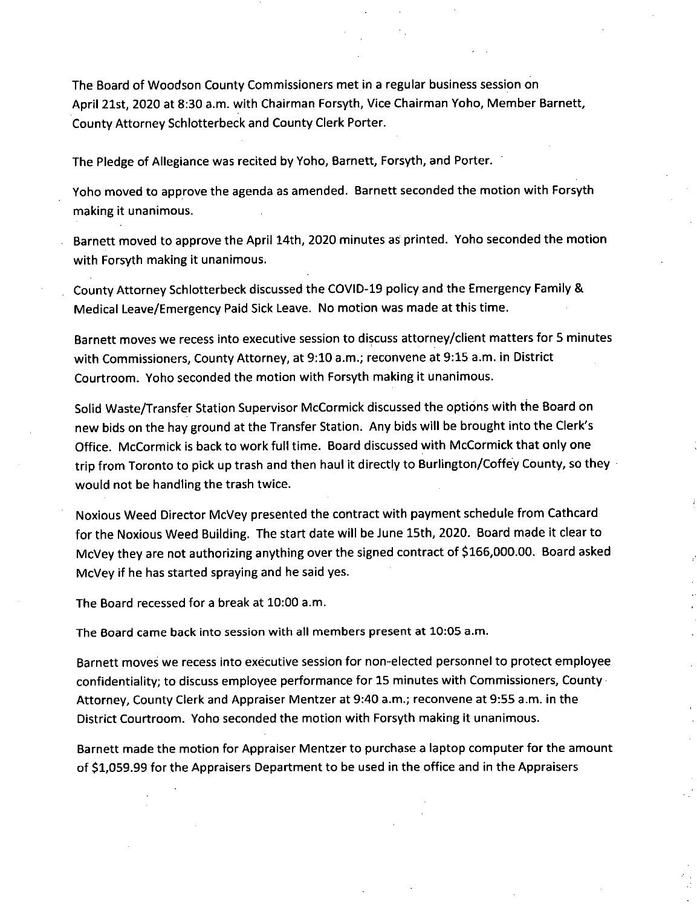The Board of Woodson County Commissioners met in a regular business session on April 21st, 2020 at 8:30 a.m. with Chairman Forsyth, Vice Chairman Yoho, Member Barnett, County Attorney Schlotterbeck and County Clerk Porter.

The Pledge of Allegiance was recited by Yoho, Barnett, Forsyth, and Porter.

Yoho moved to approve the agenda as amended. Barnett seconded the motion with Forsyth making it unanimous.

Barnett moved to approve the April 14th, 2020 minutes as printed. Yoho seconded the motion with Forsyth making it unanimous.

County Attorney Schlotterbeck discussed the COVID-19 policy and the Emergency Family & Medical Leave/Emergency Paid Sick Leave. No motion was made at this time.

Barnett moves we recess into executive session to discuss attorney/client matters for 5 minutes with Commissioners, County Attorney, at 9:10 a.m.; reconvene at 9:15 a.m. in District Courtroom. Yoho seconded the motion with Forsyth making it unanimous.

Solid Waste/Transfer Station Supervisor McCormick discussed the options with the Board on new bids on the hay ground at the Transfer Station. Any bids will be brought into the Clerk's Office. McCormick is back to work full time. Board discussed with McCormick that only one trip from Toronto to pick up trash and then haul it directly to Burlington/Coffey County, so they would not be handling the trash twice.

Noxious Weed Director McVey presented the contract with payment schedule from Cathcard for the Noxious Weed Building. The start date will be June 15th, 2020. Board made it clear to McVey they are not authorizing anything over the signed contract of $166,000.00. Board asked McVey if he has started spraying and he said yes.

The Board recessed for a break at 10:00 a.m.

The Board came back into session with all members present at 10:05 a.m.

Barnett moves we recess into executive session for non-elected personnel to protect employee confidentiality; to discuss employee performance for 15 minutes with Commissioners, County Attorney, County Clerk and Appraiser Mentzer at 9:40 a.m.; reconvene at 9:55 a.m. in the District Courtroom. Yoho seconded the motion with Forsyth making it unanimous.

Barnett made the motion for Appraiser Mentzer to purchase a laptop computer for the amount of $1,059.99 for the Appraisers Department to be used in the office and in the Appraisers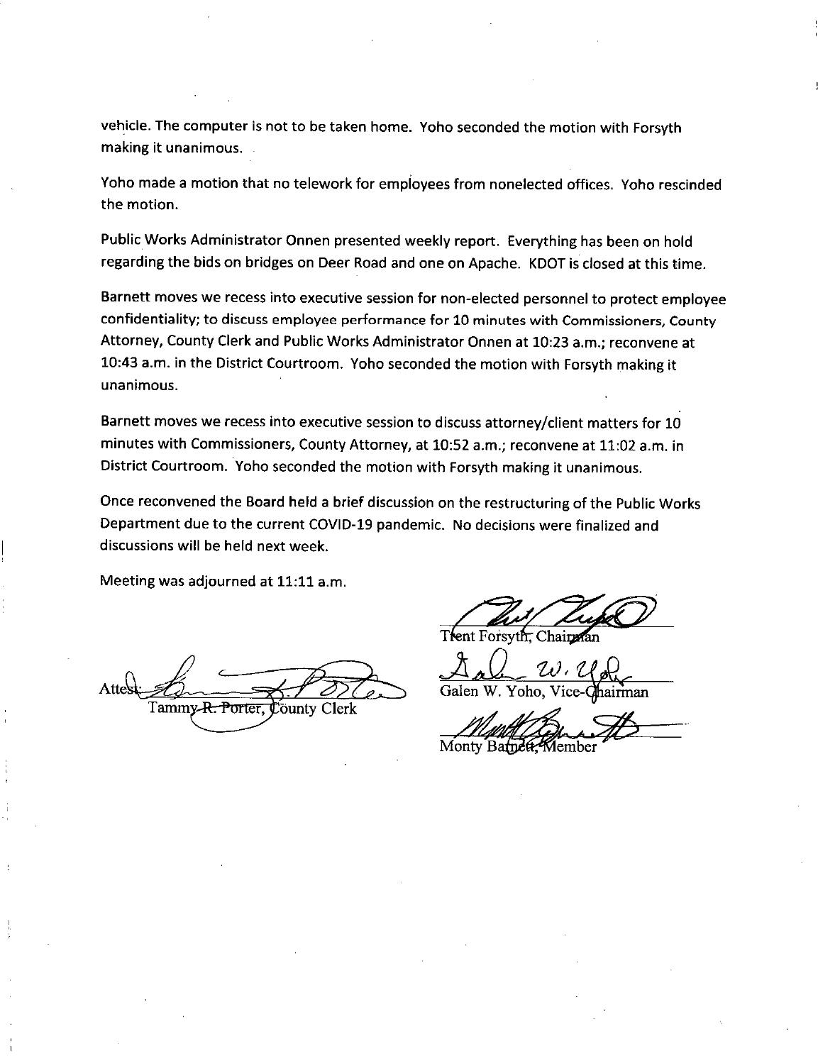vehicle. The computer is not to be taken home. Yoho seconded the motion with Forsyth making it unanimous.

Yoho made a motion that no telework for employees from nonelected offices. Yoho rescinded the motion.

Public Works Administrator Onnen presented weekly report. Everything has been on hold regarding the bids on bridges on Deer Road and one on Apache. KDOT is closed at this time.

Barnett moves we recess into executive session for non-elected personnel to protect employee confidentiality; to discuss employee performance for 10 minutes with Commissioners, County Attorney, County Clerk and Public Works Administrator Onnen at 10:23 a.m.; reconvene at 10:43 a.m. in the District Courtroom. Yoho seconded the motion with Forsyth making it unanimous.

Barnett moves we recess into executive session to discuss attorney/client matters for 10 minutes with Commissioners, County Attorney, at 10:52 a.m.; reconvene at 11:02 a.m. in District Courtroom. Yoho seconded the motion with Forsyth making it unanimous.

Once reconvened the Board held a brief discussion on the restructuring of the Public Works Department due to the current COVID-19 pandemic. No decisions were finalized and discussions will be held next week.

Meeting was adjourned at 11:11 a.m.

Trent Forsyth, Chairman

Galen W. Yoho, Vice-Chairman

Monty Barnett, Member

Attest:
Tammy R. Porter, County Clerk